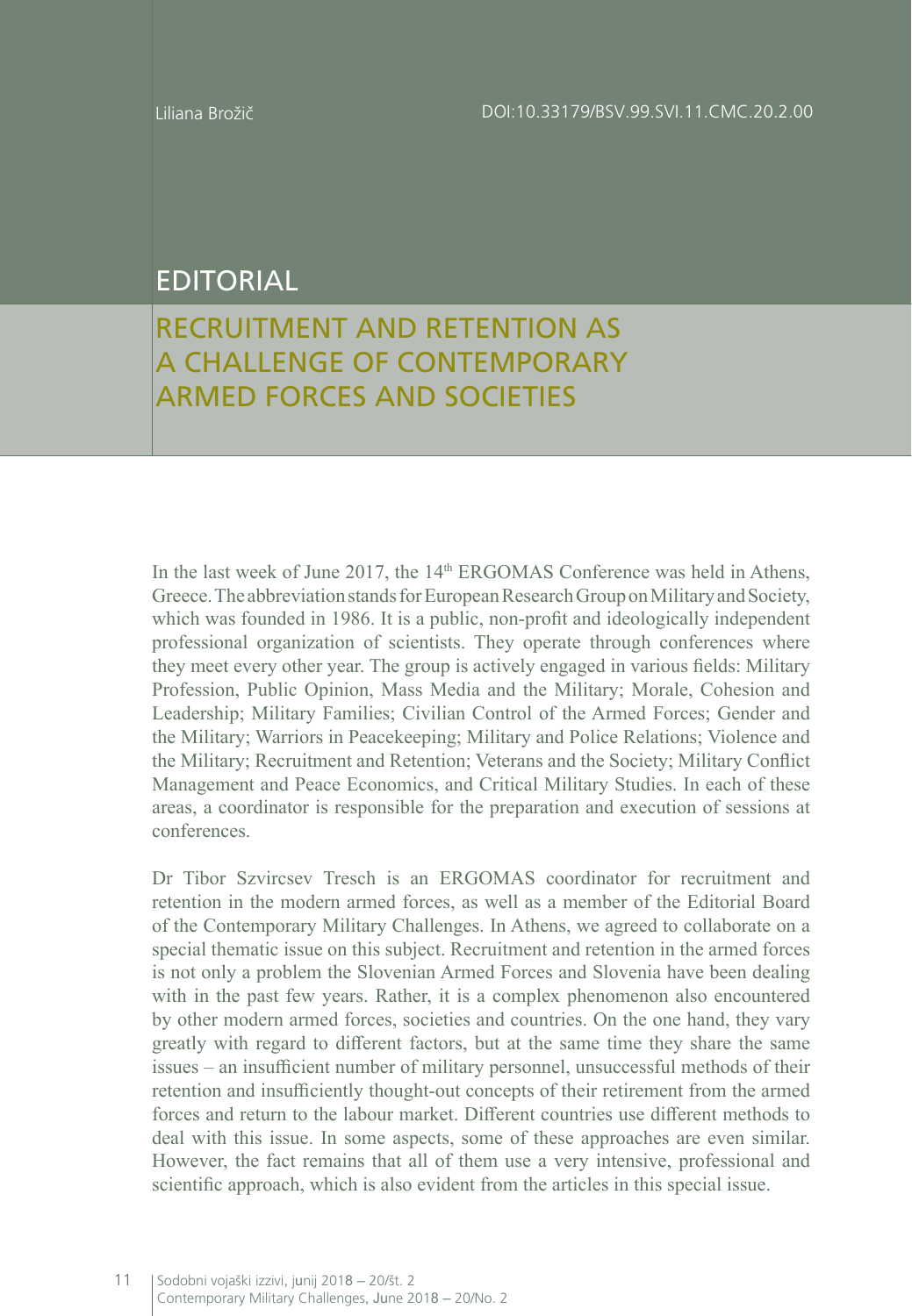Liliana Brožič

DOI:10.33179/BSV.99.SVI.11.CMC.20.2.00

# EDITORIAL

## RECRUITMENT AND RETENTION AS A CHALLENGE OF CONTEMPORARY ARMED FORCES AND SOCIETIES

In the last week of June 2017, the 14th ERGOMAS Conference was held in Athens, Greece. The abbreviation stands for European Research Group on Military and Society, which was founded in 1986. It is a public, non-profit and ideologically independent professional organization of scientists. They operate through conferences where they meet every other year. The group is actively engaged in various fields: Military Profession, Public Opinion, Mass Media and the Military; Morale, Cohesion and Leadership; Military Families; Civilian Control of the Armed Forces; Gender and the Military; Warriors in Peacekeeping; Military and Police Relations; Violence and the Military; Recruitment and Retention; Veterans and the Society; Military Conflict Management and Peace Economics, and Critical Military Studies. In each of these areas, a coordinator is responsible for the preparation and execution of sessions at conferences.

Dr Tibor Szvircsev Tresch is an ERGOMAS coordinator for recruitment and retention in the modern armed forces, as well as a member of the Editorial Board of the Contemporary Military Challenges. In Athens, we agreed to collaborate on a special thematic issue on this subject. Recruitment and retention in the armed forces is not only a problem the Slovenian Armed Forces and Slovenia have been dealing with in the past few years. Rather, it is a complex phenomenon also encountered by other modern armed forces, societies and countries. On the one hand, they vary greatly with regard to different factors, but at the same time they share the same issues – an insufficient number of military personnel, unsuccessful methods of their retention and insufficiently thought-out concepts of their retirement from the armed forces and return to the labour market. Different countries use different methods to deal with this issue. In some aspects, some of these approaches are even similar. However, the fact remains that all of them use a very intensive, professional and scientific approach, which is also evident from the articles in this special issue.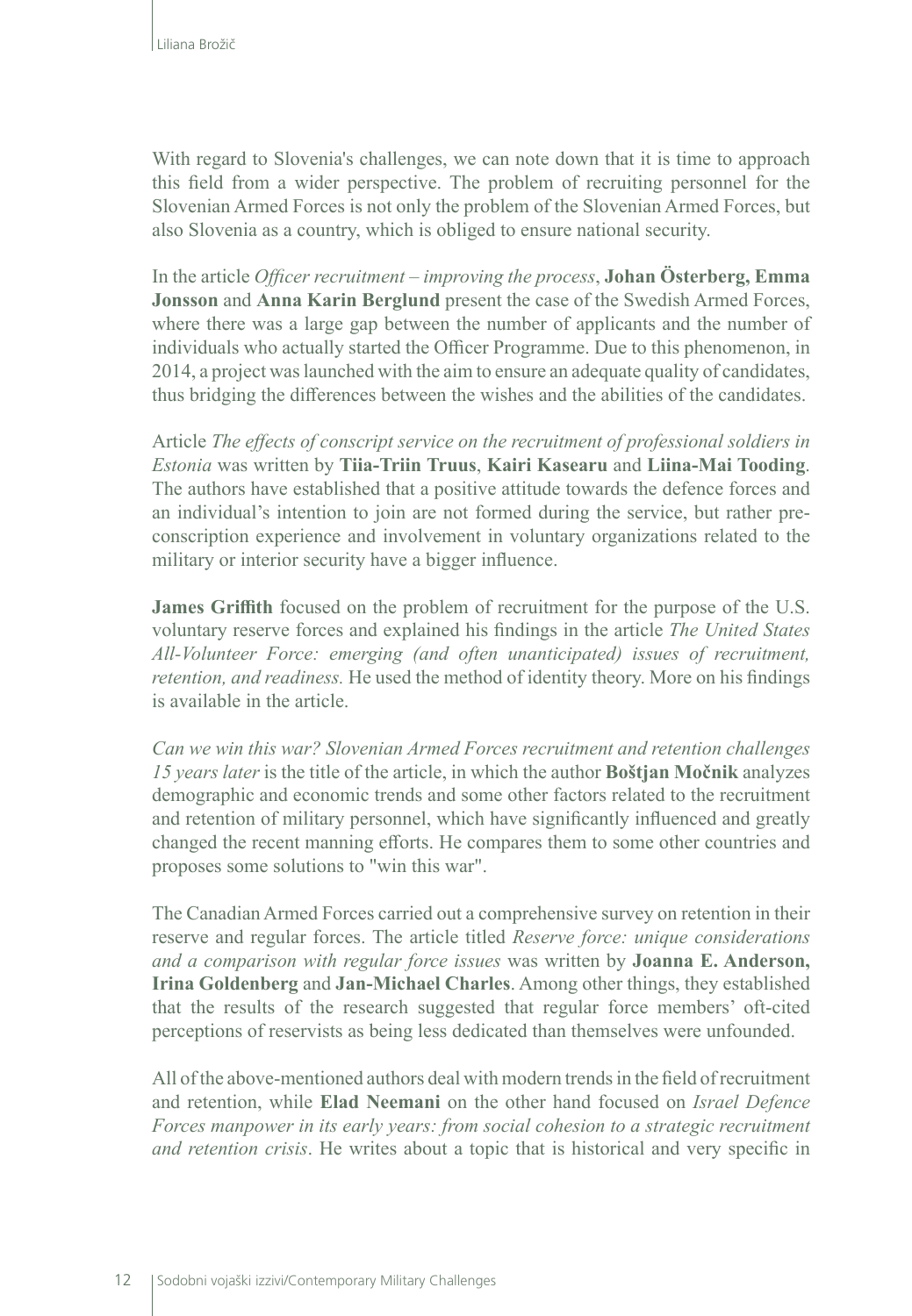With regard to Slovenia's challenges, we can note down that it is time to approach this field from a wider perspective. The problem of recruiting personnel for the Slovenian Armed Forces is not only the problem of the Slovenian Armed Forces, but also Slovenia as a country, which is obliged to ensure national security.

In the article *Officer recruitment – improving the process*, **Johan Österberg, Emma Jonsson** and **Anna Karin Berglund** present the case of the Swedish Armed Forces, where there was a large gap between the number of applicants and the number of individuals who actually started the Officer Programme. Due to this phenomenon, in 2014, a project was launched with the aim to ensure an adequate quality of candidates, thus bridging the differences between the wishes and the abilities of the candidates.

Article *The effects of conscript service on the recruitment of professional soldiers in Estonia* was written by **Tiia-Triin Truus**, **Kairi Kasearu** and **Liina-Mai Tooding**. The authors have established that a positive attitude towards the defence forces and an individual's intention to join are not formed during the service, but rather pre-conscription experience and involvement in voluntary organizations related to the military or interior security have a bigger influence.

**James Griffith** focused on the problem of recruitment for the purpose of the U.S. voluntary reserve forces and explained his findings in the article *The United States All-Volunteer Force: emerging (and often unanticipated) issues of recruitment, retention, and readiness.* He used the method of identity theory. More on his findings is available in the article.

*Can we win this war? Slovenian Armed Forces recruitment and retention challenges 15 years later* is the title of the article, in which the author **Boštjan Močnik** analyzes demographic and economic trends and some other factors related to the recruitment and retention of military personnel, which have significantly influenced and greatly changed the recent manning efforts. He compares them to some other countries and proposes some solutions to "win this war".

The Canadian Armed Forces carried out a comprehensive survey on retention in their reserve and regular forces. The article titled *Reserve force: unique considerations and a comparison with regular force issues* was written by **Joanna E. Anderson, Irina Goldenberg** and **Jan-Michael Charles**. Among other things, they established that the results of the research suggested that regular force members' oft-cited perceptions of reservists as being less dedicated than themselves were unfounded.

All of the above-mentioned authors deal with modern trends in the field of recruitment and retention, while **Elad Neemani** on the other hand focused on *Israel Defence Forces manpower in its early years: from social cohesion to a strategic recruitment and retention crisis*. He writes about a topic that is historical and very specific in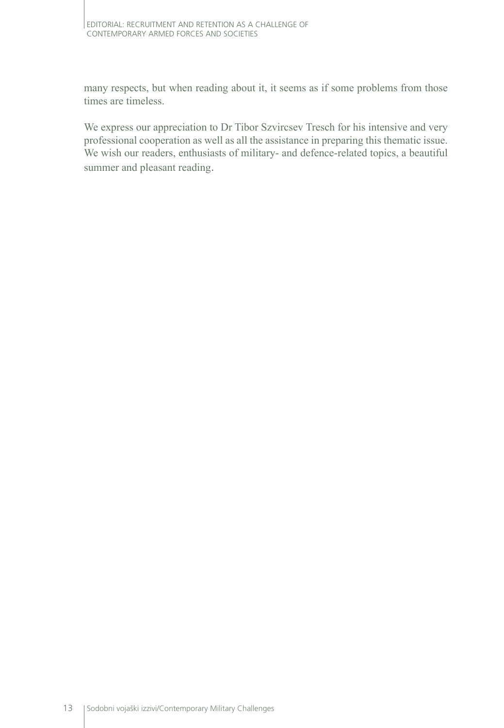many respects, but when reading about it, it seems as if some problems from those times are timeless.

We express our appreciation to Dr Tibor Szvircsev Tresch for his intensive and very professional cooperation as well as all the assistance in preparing this thematic issue. We wish our readers, enthusiasts of military- and defence-related topics, a beautiful summer and pleasant reading.